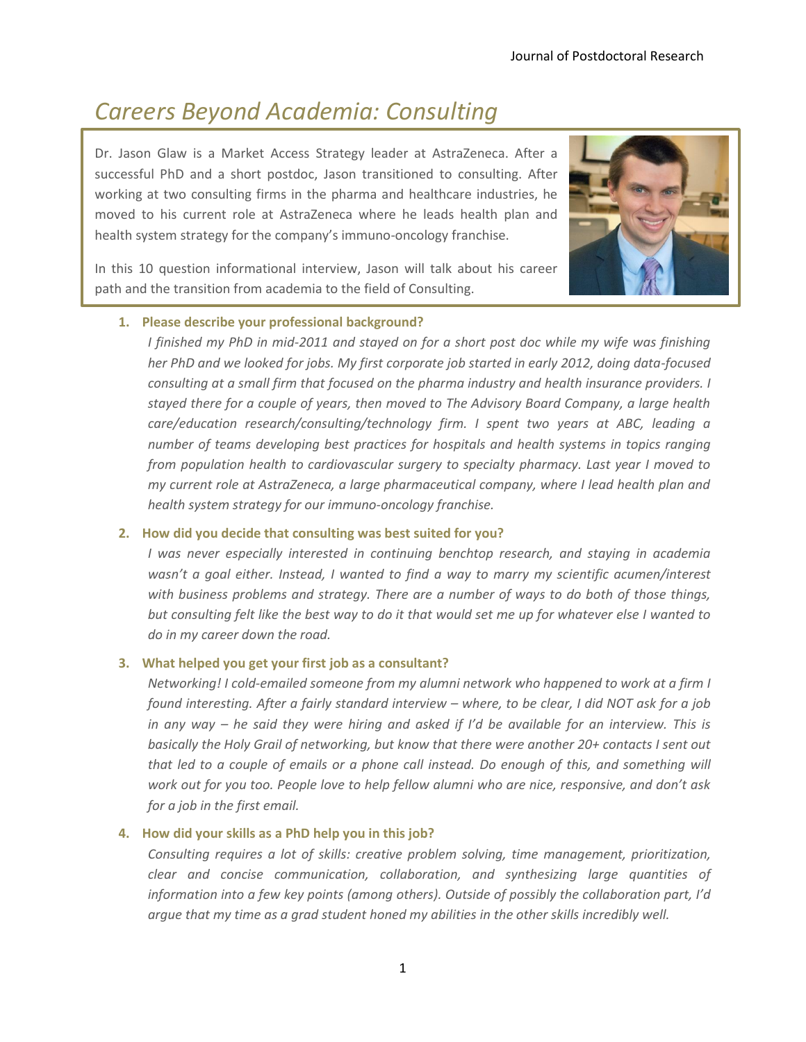# Careers Beyond Academia: Consulting

Dr. Jason Glaw is a Market Access Strategy leader at AstraZeneca. After a successful PhD and a short postdoc, Jason transitioned to consulting. After working at two consulting firms in the pharma and healthcare industries, he moved to his current role at AstraZeneca where he leads health plan and health system strategy for the company's immuno-oncology franchise.

In this 10 question informational interview, Jason will talk about his career path and the transition from academia to the field of Consulting.

1. **Please describe your professional background?**

   *I finished my PhD in mid-2011 and stayed on for a short post doc while my wife was finishing her PhD and we looked for jobs. My first corporate job started in early 2012, doing data-focused consulting at a small firm that focused on the pharma industry and health insurance providers. I stayed there for a couple of years, then moved to The Advisory Board Company, a large health care/education research/consulting/technology firm. I spent two years at ABC, leading a number of teams developing best practices for hospitals and health systems in topics ranging from population health to cardiovascular surgery to specialty pharmacy. Last year I moved to my current role at AstraZeneca, a large pharmaceutical company, where I lead health plan and health system strategy for our immuno-oncology franchise.*

2. **How did you decide that consulting was best suited for you?**

   *I was never especially interested in continuing benchtop research, and staying in academia wasn't a goal either. Instead, I wanted to find a way to marry my scientific acumen/interest with business problems and strategy. There are a number of ways to do both of those things, but consulting felt like the best way to do it that would set me up for whatever else I wanted to do in my career down the road.*

3. **What helped you get your first job as a consultant?**

   *Networking! I cold-emailed someone from my alumni network who happened to work at a firm I found interesting. After a fairly standard interview – where, to be clear, I did NOT ask for a job in any way – he said they were hiring and asked if I'd be available for an interview. This is basically the Holy Grail of networking, but know that there were another 20+ contacts I sent out that led to a couple of emails or a phone call instead. Do enough of this, and something will work out for you too. People love to help fellow alumni who are nice, responsive, and don't ask for a job in the first email.*

4. **How did your skills as a PhD help you in this job?**

   *Consulting requires a lot of skills: creative problem solving, time management, prioritization, clear and concise communication, collaboration, and synthesizing large quantities of information into a few key points (among others). Outside of possibly the collaboration part, I'd argue that my time as a grad student honed my abilities in the other skills incredibly well.*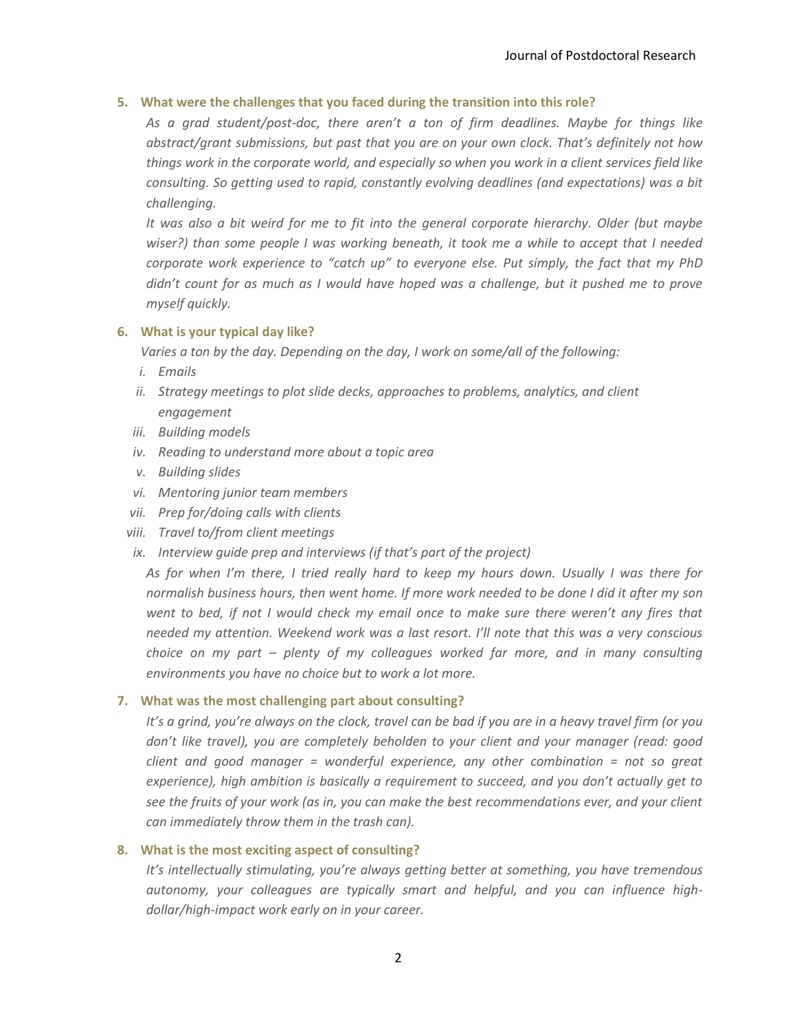### 5. What were the challenges that you faced during the transition into this role?

*As a grad student/post-doc, there aren't a ton of firm deadlines. Maybe for things like abstract/grant submissions, but past that you are on your own clock. That's definitely not how things work in the corporate world, and especially so when you work in a client services field like consulting. So getting used to rapid, constantly evolving deadlines (and expectations) was a bit challenging.*

*It was also a bit weird for me to fit into the general corporate hierarchy. Older (but maybe wiser?) than some people I was working beneath, it took me a while to accept that I needed corporate work experience to "catch up" to everyone else. Put simply, the fact that my PhD didn't count for as much as I would have hoped was a challenge, but it pushed me to prove myself quickly.*

### 6. What is your typical day like?

*Varies a ton by the day. Depending on the day, I work on some/all of the following:*

- i. *Emails*
- ii. *Strategy meetings to plot slide decks, approaches to problems, analytics, and client engagement*
- iii. *Building models*
- iv. *Reading to understand more about a topic area*
- v. *Building slides*
- vi. *Mentoring junior team members*
- vii. *Prep for/doing calls with clients*
- viii. *Travel to/from client meetings*
- ix. *Interview guide prep and interviews (if that's part of the project)*

*As for when I'm there, I tried really hard to keep my hours down. Usually I was there for normalish business hours, then went home. If more work needed to be done I did it after my son went to bed, if not I would check my email once to make sure there weren't any fires that needed my attention. Weekend work was a last resort. I'll note that this was a very conscious choice on my part – plenty of my colleagues worked far more, and in many consulting environments you have no choice but to work a lot more.*

### 7. What was the most challenging part about consulting?

*It's a grind, you're always on the clock, travel can be bad if you are in a heavy travel firm (or you don't like travel), you are completely beholden to your client and your manager (read: good client and good manager = wonderful experience, any other combination = not so great experience), high ambition is basically a requirement to succeed, and you don't actually get to see the fruits of your work (as in, you can make the best recommendations ever, and your client can immediately throw them in the trash can).*

### 8. What is the most exciting aspect of consulting?

*It's intellectually stimulating, you're always getting better at something, you have tremendous autonomy, your colleagues are typically smart and helpful, and you can influence high-dollar/high-impact work early on in your career.*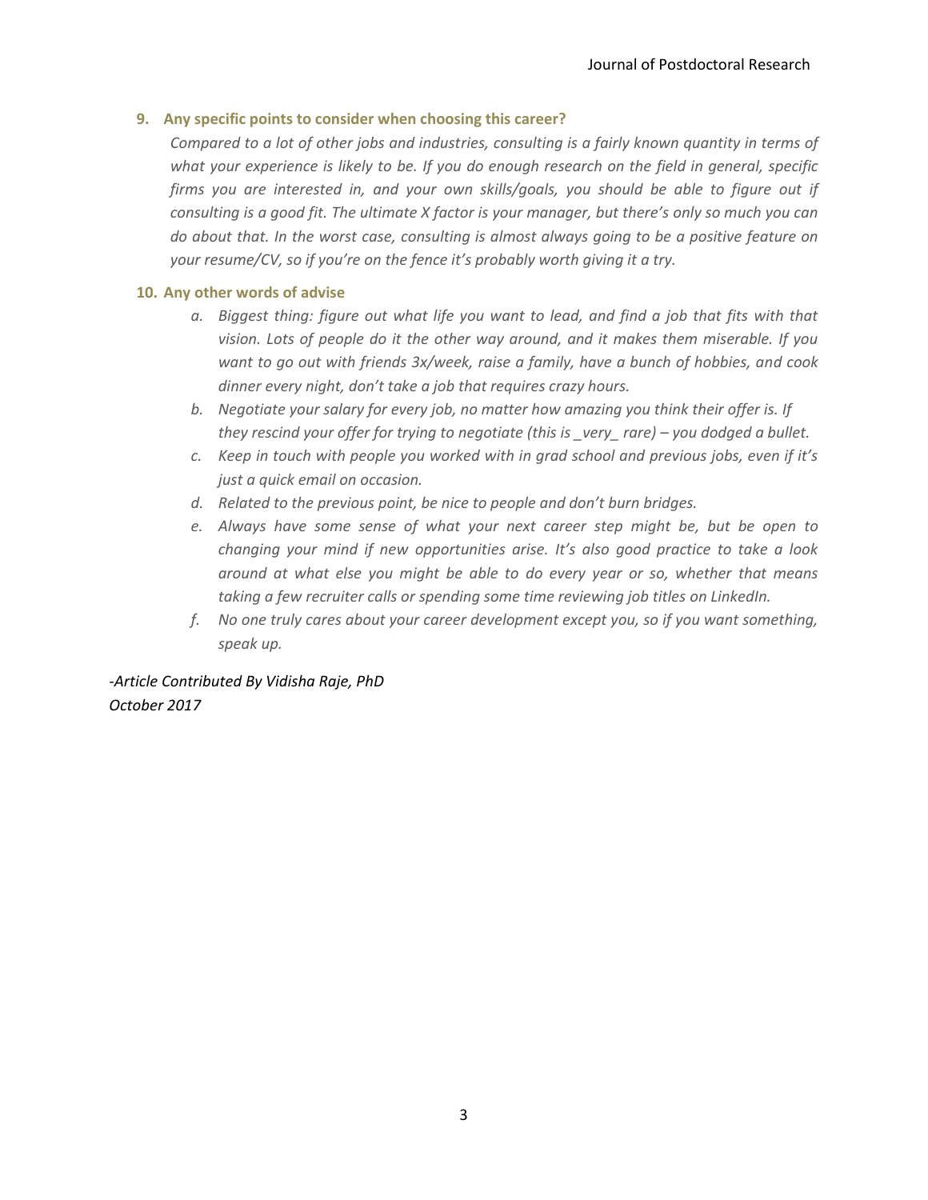### 9. Any specific points to consider when choosing this career?

*Compared to a lot of other jobs and industries, consulting is a fairly known quantity in terms of what your experience is likely to be. If you do enough research on the field in general, specific firms you are interested in, and your own skills/goals, you should be able to figure out if consulting is a good fit. The ultimate X factor is your manager, but there's only so much you can do about that. In the worst case, consulting is almost always going to be a positive feature on your resume/CV, so if you're on the fence it's probably worth giving it a try.*

### 10. Any other words of advise

a. *Biggest thing: figure out what life you want to lead, and find a job that fits with that vision. Lots of people do it the other way around, and it makes them miserable. If you want to go out with friends 3x/week, raise a family, have a bunch of hobbies, and cook dinner every night, don't take a job that requires crazy hours.*

b. *Negotiate your salary for every job, no matter how amazing you think their offer is. If they rescind your offer for trying to negotiate (this is _very_ rare) – you dodged a bullet.*

c. *Keep in touch with people you worked with in grad school and previous jobs, even if it's just a quick email on occasion.*

d. *Related to the previous point, be nice to people and don't burn bridges.*

e. *Always have some sense of what your next career step might be, but be open to changing your mind if new opportunities arise. It's also good practice to take a look around at what else you might be able to do every year or so, whether that means taking a few recruiter calls or spending some time reviewing job titles on LinkedIn.*

f. *No one truly cares about your career development except you, so if you want something, speak up.*

*-Article Contributed By Vidisha Raje, PhD*
*October 2017*